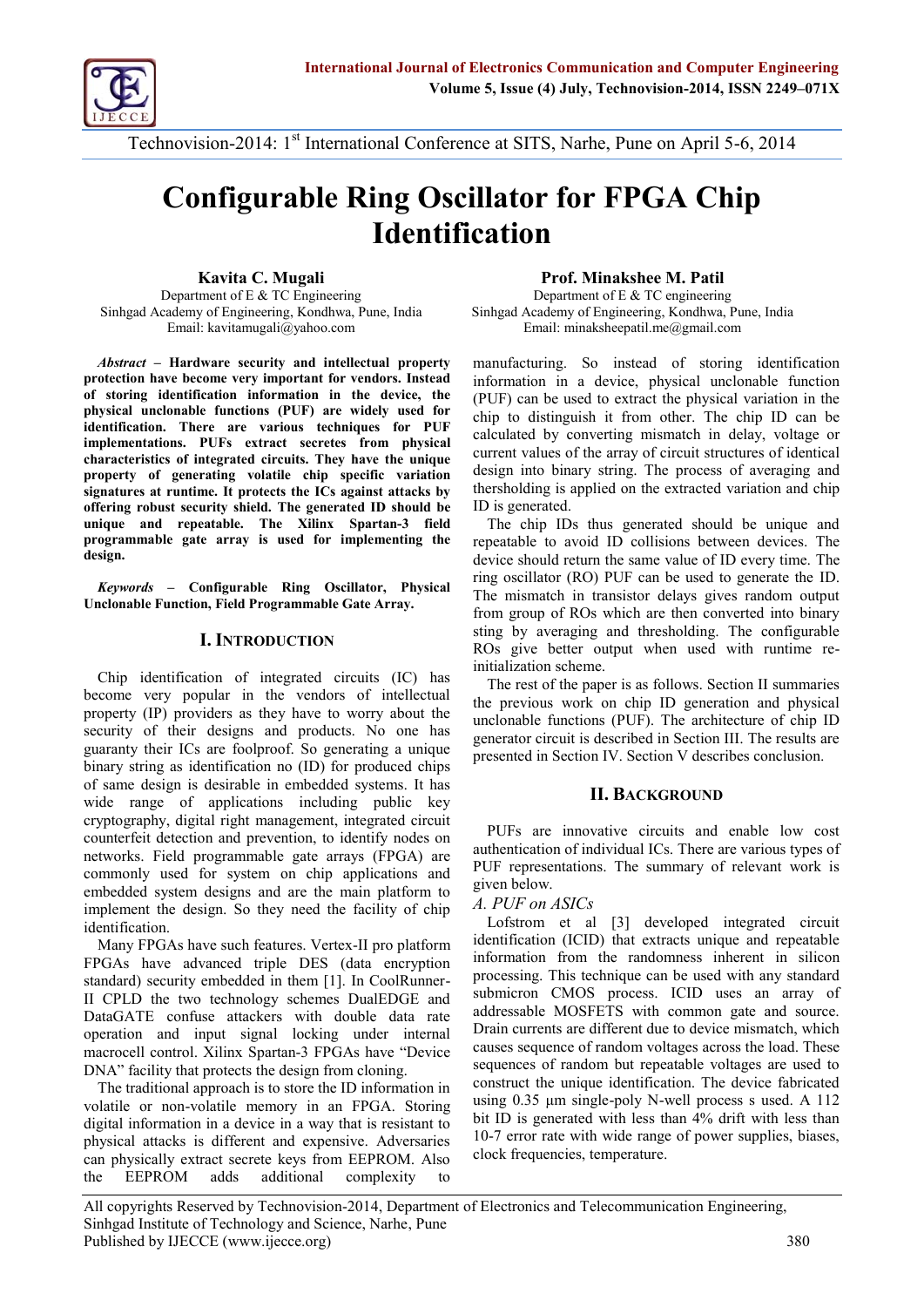# Configurable Ring Oscillator for FPGA Chip Identification

**Kavita C. Mugali**
Department of E & TC Engineering
Sinhgad Academy of Engineering, Kondhwa, Pune, India
Email: kavitamugali@yahoo.com

**Prof. Minakshee M. Patil**
Department of E & TC engineering
Sinhgad Academy of Engineering, Kondhwa, Pune, India
Email: minaksheepatil.me@gmail.com

***Abstract* – Hardware security and intellectual property protection have become very important for vendors. Instead of storing identification information in the device, the physical unclonable functions (PUF) are widely used for identification. There are various techniques for PUF implementations. PUFs extract secretes from physical characteristics of integrated circuits. They have the unique property of generating volatile chip specific variation signatures at runtime. It protects the ICs against attacks by offering robust security shield. The generated ID should be unique and repeatable. The Xilinx Spartan-3 field programmable gate array is used for implementing the design.**

***Keywords* – Configurable Ring Oscillator, Physical Unclonable Function, Field Programmable Gate Array.**

## I. Introduction

Chip identification of integrated circuits (IC) has become very popular in the vendors of intellectual property (IP) providers as they have to worry about the security of their designs and products. No one has guaranty their ICs are foolproof. So generating a unique binary string as identification no (ID) for produced chips of same design is desirable in embedded systems. It has wide range of applications including public key cryptography, digital right management, integrated circuit counterfeit detection and prevention, to identify nodes on networks. Field programmable gate arrays (FPGA) are commonly used for system on chip applications and embedded system designs and are the main platform to implement the design. So they need the facility of chip identification.

Many FPGAs have such features. Vertex-II pro platform FPGAs have advanced triple DES (data encryption standard) security embedded in them [1]. In CoolRunner-II CPLD the two technology schemes DualEDGE and DataGATE confuse attackers with double data rate operation and input signal locking under internal macrocell control. Xilinx Spartan-3 FPGAs have "Device DNA" facility that protects the design from cloning.

The traditional approach is to store the ID information in volatile or non-volatile memory in an FPGA. Storing digital information in a device in a way that is resistant to physical attacks is different and expensive. Adversaries can physically extract secrete keys from EEPROM. Also the EEPROM adds additional complexity to manufacturing. So instead of storing identification information in a device, physical unclonable function (PUF) can be used to extract the physical variation in the chip to distinguish it from other. The chip ID can be calculated by converting mismatch in delay, voltage or current values of the array of circuit structures of identical design into binary string. The process of averaging and thersholding is applied on the extracted variation and chip ID is generated.

The chip IDs thus generated should be unique and repeatable to avoid ID collisions between devices. The device should return the same value of ID every time. The ring oscillator (RO) PUF can be used to generate the ID. The mismatch in transistor delays gives random output from group of ROs which are then converted into binary sting by averaging and thresholding. The configurable ROs give better output when used with runtime re-initialization scheme.

The rest of the paper is as follows. Section II summaries the previous work on chip ID generation and physical unclonable functions (PUF). The architecture of chip ID generator circuit is described in Section III. The results are presented in Section IV. Section V describes conclusion.

## II. Background

PUFs are innovative circuits and enable low cost authentication of individual ICs. There are various types of PUF representations. The summary of relevant work is given below.

### *A. PUF on ASICs*

Lofstrom et al [3] developed integrated circuit identification (ICID) that extracts unique and repeatable information from the randomness inherent in silicon processing. This technique can be used with any standard submicron CMOS process. ICID uses an array of addressable MOSFETS with common gate and source. Drain currents are different due to device mismatch, which causes sequence of random voltages across the load. These sequences of random but repeatable voltages are used to construct the unique identification. The device fabricated using 0.35 µm single-poly N-well process s used. A 112 bit ID is generated with less than 4% drift with less than 10-7 error rate with wide range of power supplies, biases, clock frequencies, temperature.

All copyrights Reserved by Technovision-2014, Department of Electronics and Telecommunication Engineering, Sinhgad Institute of Technology and Science, Narhe, Pune
Published by IJECCE (www.ijecce.org)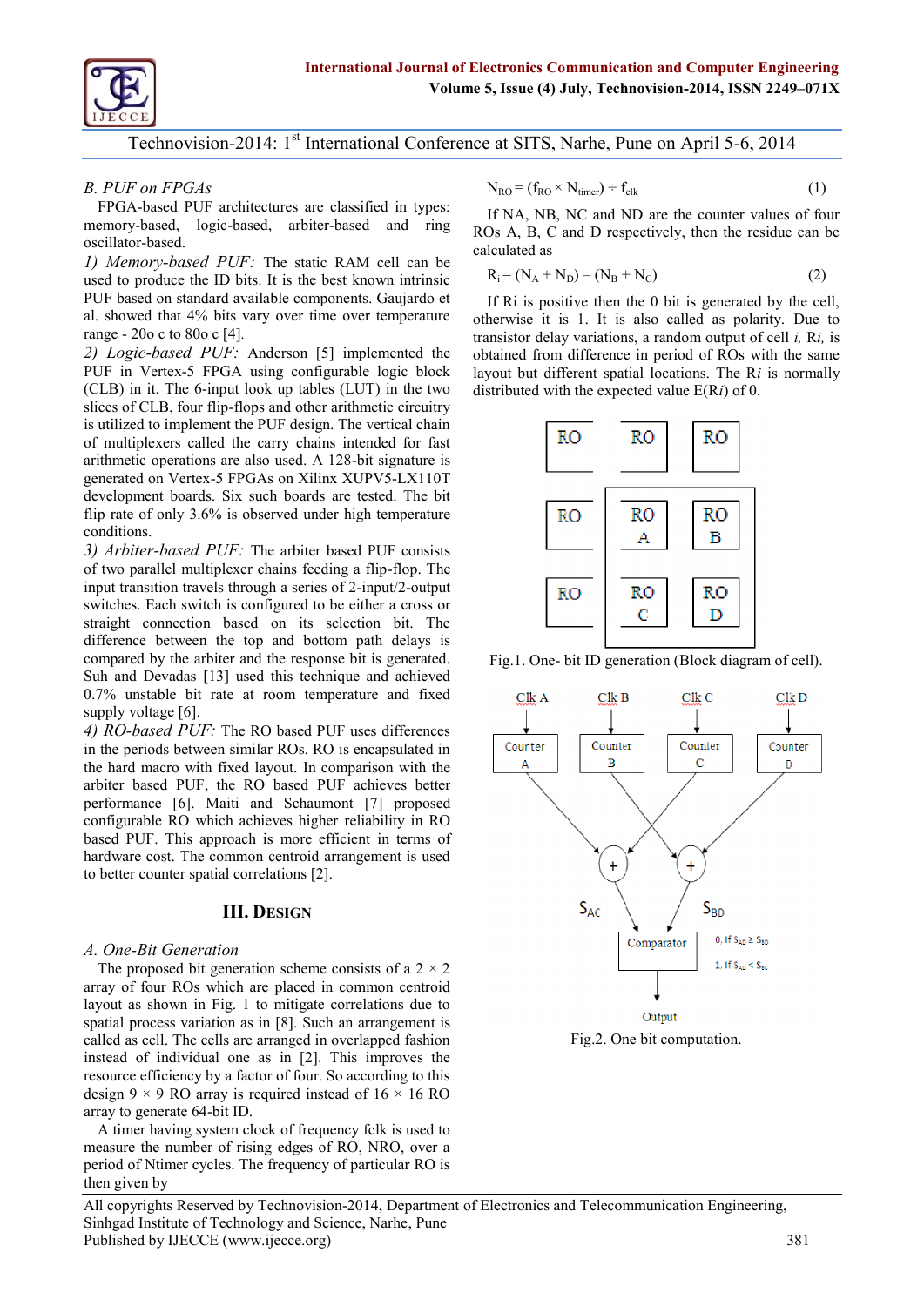### B. PUF on FPGAs

FPGA-based PUF architectures are classified in types: memory-based, logic-based, arbiter-based and ring oscillator-based.

*1) Memory-based PUF:* The static RAM cell can be used to produce the ID bits. It is the best known intrinsic PUF based on standard available components. Gaujardo et al. showed that 4% bits vary over time over temperature range - 20o c to 80o c [4].

*2) Logic-based PUF:* Anderson [5] implemented the PUF in Vertex-5 FPGA using configurable logic block (CLB) in it. The 6-input look up tables (LUT) in the two slices of CLB, four flip-flops and other arithmetic circuitry is utilized to implement the PUF design. The vertical chain of multiplexers called the carry chains intended for fast arithmetic operations are also used. A 128-bit signature is generated on Vertex-5 FPGAs on Xilinx XUPV5-LX110T development boards. Six such boards are tested. The bit flip rate of only 3.6% is observed under high temperature conditions.

*3) Arbiter-based PUF:* The arbiter based PUF consists of two parallel multiplexer chains feeding a flip-flop. The input transition travels through a series of 2-input/2-output switches. Each switch is configured to be either a cross or straight connection based on its selection bit. The difference between the top and bottom path delays is compared by the arbiter and the response bit is generated. Suh and Devadas [13] used this technique and achieved 0.7% unstable bit rate at room temperature and fixed supply voltage [6].

*4) RO-based PUF:* The RO based PUF uses differences in the periods between similar ROs. RO is encapsulated in the hard macro with fixed layout. In comparison with the arbiter based PUF, the RO based PUF achieves better performance [6]. Maiti and Schaumont [7] proposed configurable RO which achieves higher reliability in RO based PUF. This approach is more efficient in terms of hardware cost. The common centroid arrangement is used to better counter spatial correlations [2].

## III. Design

### A. One-Bit Generation

The proposed bit generation scheme consists of a 2 × 2 array of four ROs which are placed in common centroid layout as shown in Fig. 1 to mitigate correlations due to spatial process variation as in [8]. Such an arrangement is called as cell. The cells are arranged in overlapped fashion instead of individual one as in [2]. This improves the resource efficiency by a factor of four. So according to this design 9 × 9 RO array is required instead of 16 × 16 RO array to generate 64-bit ID.

A timer having system clock of frequency fclk is used to measure the number of rising edges of RO, NRO, over a period of Ntimer cycles. The frequency of particular RO is then given by

$$N_{RO} = (f_{RO} \times N_{timer}) \div f_{clk} \qquad (1)$$

If NA, NB, NC and ND are the counter values of four ROs A, B, C and D respectively, then the residue can be calculated as

$$R_i = (N_A + N_D) - (N_B + N_C) \qquad (2)$$

If Ri is positive then the 0 bit is generated by the cell, otherwise it is 1. It is also called as polarity. Due to transistor delay variations, a random output of cell *i*, R*i*, is obtained from difference in period of ROs with the same layout but different spatial locations. The R*i* is normally distributed with the expected value E(R*i*) of 0.

Fig.1. One- bit ID generation (Block diagram of cell).

Fig.2. One bit computation.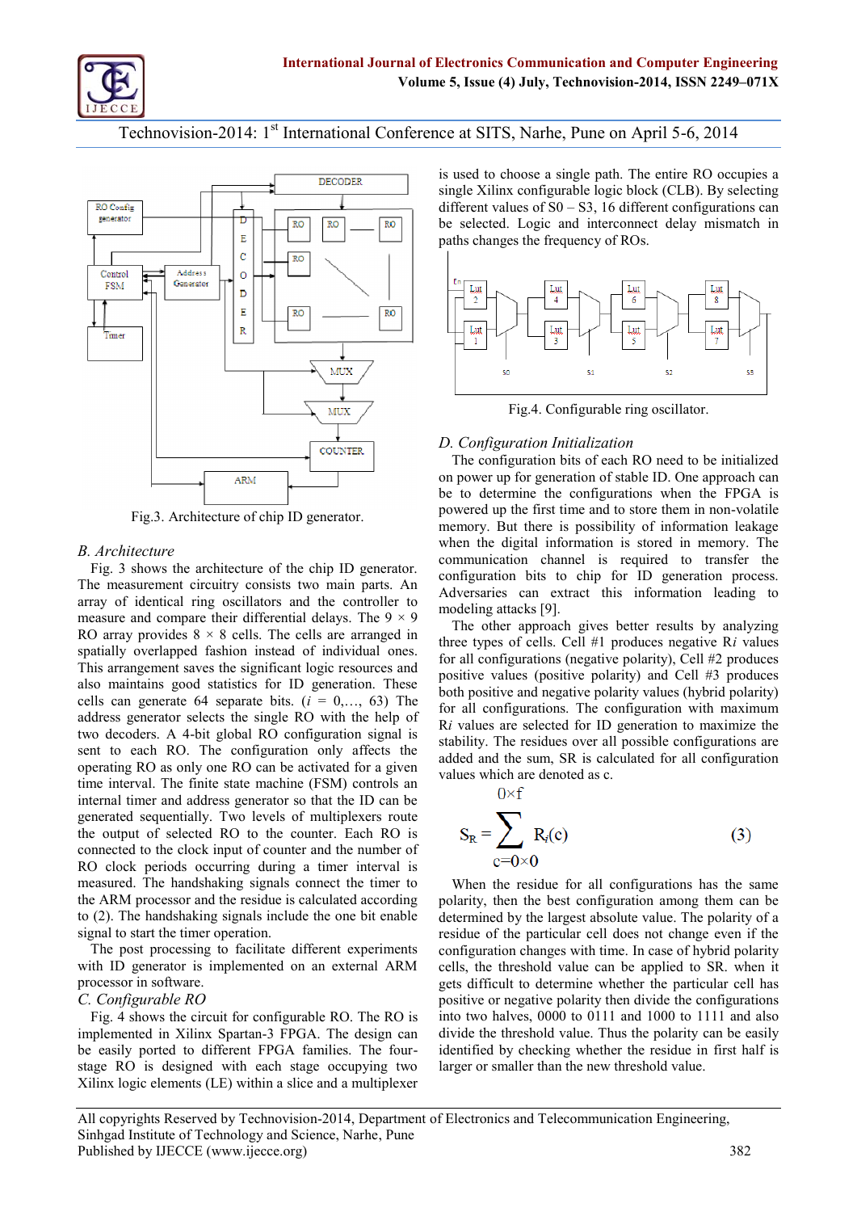Fig.3. Architecture of chip ID generator.

## B. Architecture

Fig. 3 shows the architecture of the chip ID generator. The measurement circuitry consists two main parts. An array of identical ring oscillators and the controller to measure and compare their differential delays. The 9 × 9 RO array provides 8 × 8 cells. The cells are arranged in spatially overlapped fashion instead of individual ones. This arrangement saves the significant logic resources and also maintains good statistics for ID generation. These cells can generate 64 separate bits. ($i$ = 0,…, 63) The address generator selects the single RO with the help of two decoders. A 4-bit global RO configuration signal is sent to each RO. The configuration only affects the operating RO as only one RO can be activated for a given time interval. The finite state machine (FSM) controls an internal timer and address generator so that the ID can be generated sequentially. Two levels of multiplexers route the output of selected RO to the counter. Each RO is connected to the clock input of counter and the number of RO clock periods occurring during a timer interval is measured. The handshaking signals connect the timer to the ARM processor and the residue is calculated according to (2). The handshaking signals include the one bit enable signal to start the timer operation.

The post processing to facilitate different experiments with ID generator is implemented on an external ARM processor in software.

## C. Configurable RO

Fig. 4 shows the circuit for configurable RO. The RO is implemented in Xilinx Spartan-3 FPGA. The design can be easily ported to different FPGA families. The four-stage RO is designed with each stage occupying two Xilinx logic elements (LE) within a slice and a multiplexer is used to choose a single path. The entire RO occupies a single Xilinx configurable logic block (CLB). By selecting different values of S0 – S3, 16 different configurations can be selected. Logic and interconnect delay mismatch in paths changes the frequency of ROs.

Fig.4. Configurable ring oscillator.

## D. Configuration Initialization

The configuration bits of each RO need to be initialized on power up for generation of stable ID. One approach can be to determine the configurations when the FPGA is powered up the first time and to store them in non-volatile memory. But there is possibility of information leakage when the digital information is stored in memory. The communication channel is required to transfer the configuration bits to chip for ID generation process. Adversaries can extract this information leading to modeling attacks [9].

The other approach gives better results by analyzing three types of cells. Cell #1 produces negative R$i$ values for all configurations (negative polarity), Cell #2 produces positive values (positive polarity) and Cell #3 produces both positive and negative polarity values (hybrid polarity) for all configurations. The configuration with maximum R$i$ values are selected for ID generation to maximize the stability. The residues over all possible configurations are added and the sum, SR is calculated for all configuration values which are denoted as c.

$$S_R = \sum_{c=0\times 0}^{0\times f} R_i(c) \qquad (3)$$

When the residue for all configurations has the same polarity, then the best configuration among them can be determined by the largest absolute value. The polarity of a residue of the particular cell does not change even if the configuration changes with time. In case of hybrid polarity cells, the threshold value can be applied to SR. when it gets difficult to determine whether the particular cell has positive or negative polarity then divide the configurations into two halves, 0000 to 0111 and 1000 to 1111 and also divide the threshold value. Thus the polarity can be easily identified by checking whether the residue in first half is larger or smaller than the new threshold value.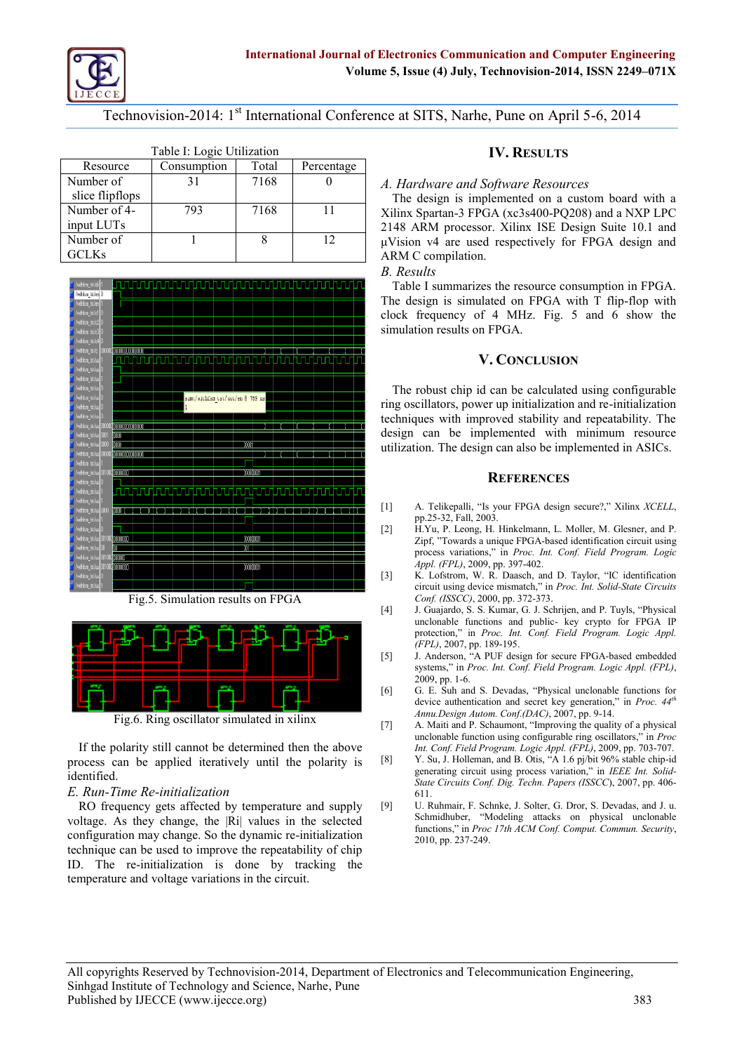Table I: Logic Utilization

| Resource | Consumption | Total | Percentage |
|---|---|---|---|
| Number of slice flipflops | 31 | 7168 | 0 |
| Number of 4-input LUTs | 793 | 7168 | 11 |
| Number of GCLKs | 1 | 8 | 12 |

Fig.5. Simulation results on FPGA

Fig.6. Ring oscillator simulated in xilinx

If the polarity still cannot be determined then the above process can be applied iteratively until the polarity is identified.

### *E. Run-Time Re-initialization*

RO frequency gets affected by temperature and supply voltage. As they change, the |Ri| values in the selected configuration may change. So the dynamic re-initialization technique can be used to improve the repeatability of chip ID. The re-initialization is done by tracking the temperature and voltage variations in the circuit.

## IV. RESULTS

### *A. Hardware and Software Resources*

The design is implemented on a custom board with a Xilinx Spartan-3 FPGA (xc3s400-PQ208) and a NXP LPC 2148 ARM processor. Xilinx ISE Design Suite 10.1 and µVision v4 are used respectively for FPGA design and ARM C compilation.

### *B. Results*

Table I summarizes the resource consumption in FPGA. The design is simulated on FPGA with T flip-flop with clock frequency of 4 MHz. Fig. 5 and 6 show the simulation results on FPGA.

## V. CONCLUSION

The robust chip id can be calculated using configurable ring oscillators, power up initialization and re-initialization techniques with improved stability and repeatability. The design can be implemented with minimum resource utilization. The design can also be implemented in ASICs.

## REFERENCES

[1] A. Telikepalli, "Is your FPGA design secure?," Xilinx *XCELL*, pp.25-32, Fall, 2003.

[2] H.Yu, P. Leong, H. Hinkelmann, L. Moller, M. Glesner, and P. Zipf, "Towards a unique FPGA-based identification circuit using process variations," in *Proc. Int. Conf. Field Program. Logic Appl. (FPL)*, 2009, pp. 397-402.

[3] K. Lofstrom, W. R. Daasch, and D. Taylor, "IC identification circuit using device mismatch," in *Proc. Int. Solid-State Circuits Conf. (ISSCC)*, 2000, pp. 372-373.

[4] J. Guajardo, S. S. Kumar, G. J. Schrijen, and P. Tuyls, "Physical unclonable functions and public- key crypto for FPGA IP protection," in *Proc. Int. Conf. Field Program. Logic Appl. (FPL)*, 2007, pp. 189-195.

[5] J. Anderson, "A PUF design for secure FPGA-based embedded systems," in *Proc. Int. Conf. Field Program. Logic Appl. (FPL)*, 2009, pp. 1-6.

[6] G. E. Suh and S. Devadas, "Physical unclonable functions for device authentication and secret key generation," in *Proc. 44th Annu.Design Autom. Conf.(DAC)*, 2007, pp. 9-14.

[7] A. Maiti and P. Schaumont, "Improving the quality of a physical unclonable function using configurable ring oscillators," in *Proc Int. Conf. Field Program. Logic Appl. (FPL)*, 2009, pp. 703-707.

[8] Y. Su, J. Holleman, and B. Otis, "A 1.6 pj/bit 96% stable chip-id generating circuit using process variation," in *IEEE Int. Solid-State Circuits Conf. Dig. Techn. Papers (ISSCC)*, 2007, pp. 406-611.

[9] U. Ruhmair, F. Schnke, J. Solter, G. Dror, S. Devadas, and J. u. Schmidhuber, "Modeling attacks on physical unclonable functions," in *Proc 17th ACM Conf. Comput. Commun. Security*, 2010, pp. 237-249.